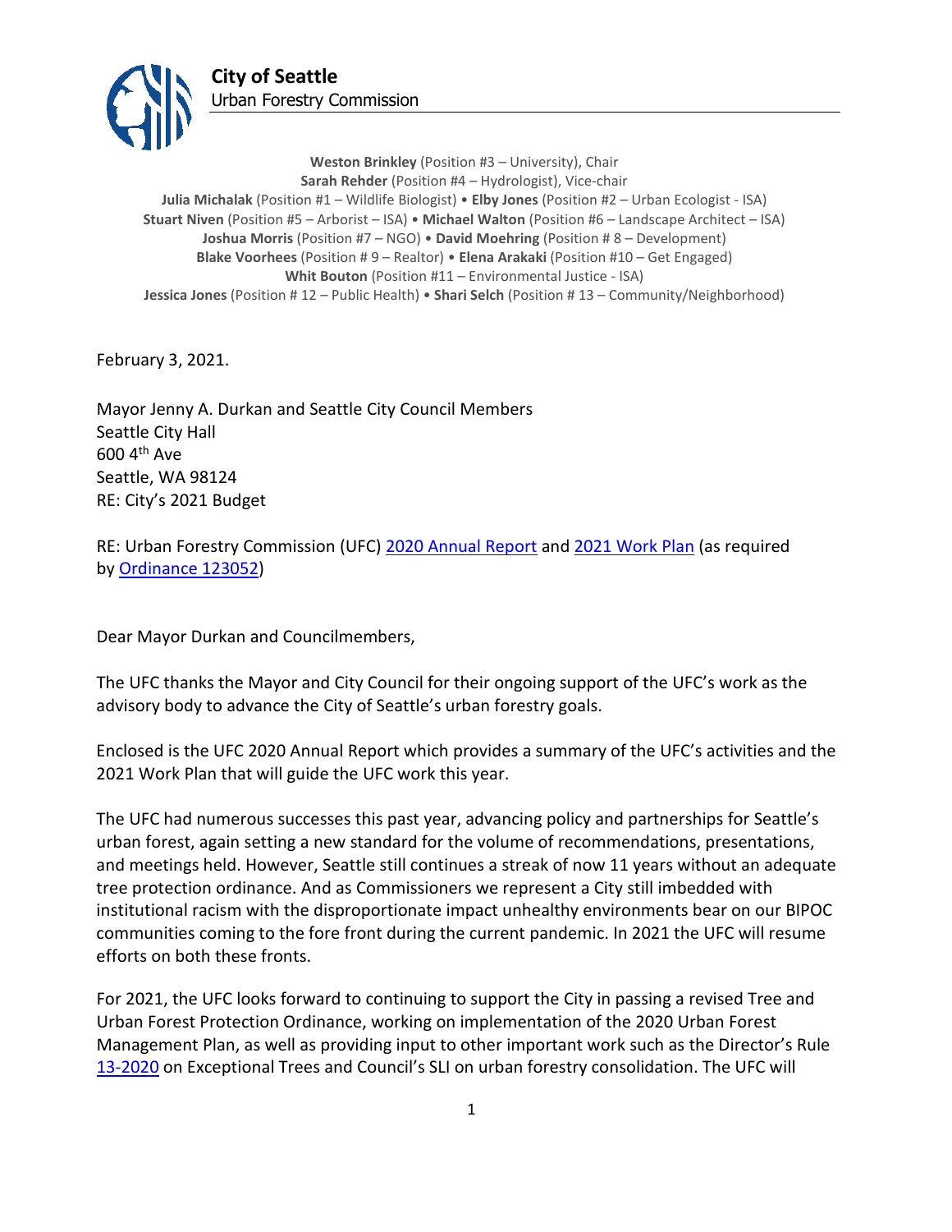**City of Seattle**
Urban Forestry Commission

**Weston Brinkley** (Position #3 – University), Chair
**Sarah Rehder** (Position #4 – Hydrologist), Vice-chair
**Julia Michalak** (Position #1 – Wildlife Biologist) • **Elby Jones** (Position #2 – Urban Ecologist - ISA)
**Stuart Niven** (Position #5 – Arborist – ISA) • **Michael Walton** (Position #6 – Landscape Architect – ISA)
**Joshua Morris** (Position #7 – NGO) • **David Moehring** (Position # 8 – Development)
**Blake Voorhees** (Position # 9 – Realtor) • **Elena Arakaki** (Position #10 – Get Engaged)
**Whit Bouton** (Position #11 – Environmental Justice - ISA)
**Jessica Jones** (Position # 12 – Public Health) • **Shari Selch** (Position # 13 – Community/Neighborhood)

February 3, 2021.

Mayor Jenny A. Durkan and Seattle City Council Members
Seattle City Hall
600 4th Ave
Seattle, WA 98124
RE: City's 2021 Budget

RE: Urban Forestry Commission (UFC) 2020 Annual Report and 2021 Work Plan (as required by Ordinance 123052)

Dear Mayor Durkan and Councilmembers,

The UFC thanks the Mayor and City Council for their ongoing support of the UFC's work as the advisory body to advance the City of Seattle's urban forestry goals.

Enclosed is the UFC 2020 Annual Report which provides a summary of the UFC's activities and the 2021 Work Plan that will guide the UFC work this year.

The UFC had numerous successes this past year, advancing policy and partnerships for Seattle's urban forest, again setting a new standard for the volume of recommendations, presentations, and meetings held. However, Seattle still continues a streak of now 11 years without an adequate tree protection ordinance. And as Commissioners we represent a City still imbedded with institutional racism with the disproportionate impact unhealthy environments bear on our BIPOC communities coming to the fore front during the current pandemic. In 2021 the UFC will resume efforts on both these fronts.

For 2021, the UFC looks forward to continuing to support the City in passing a revised Tree and Urban Forest Protection Ordinance, working on implementation of the 2020 Urban Forest Management Plan, as well as providing input to other important work such as the Director's Rule 13-2020 on Exceptional Trees and Council's SLI on urban forestry consolidation. The UFC will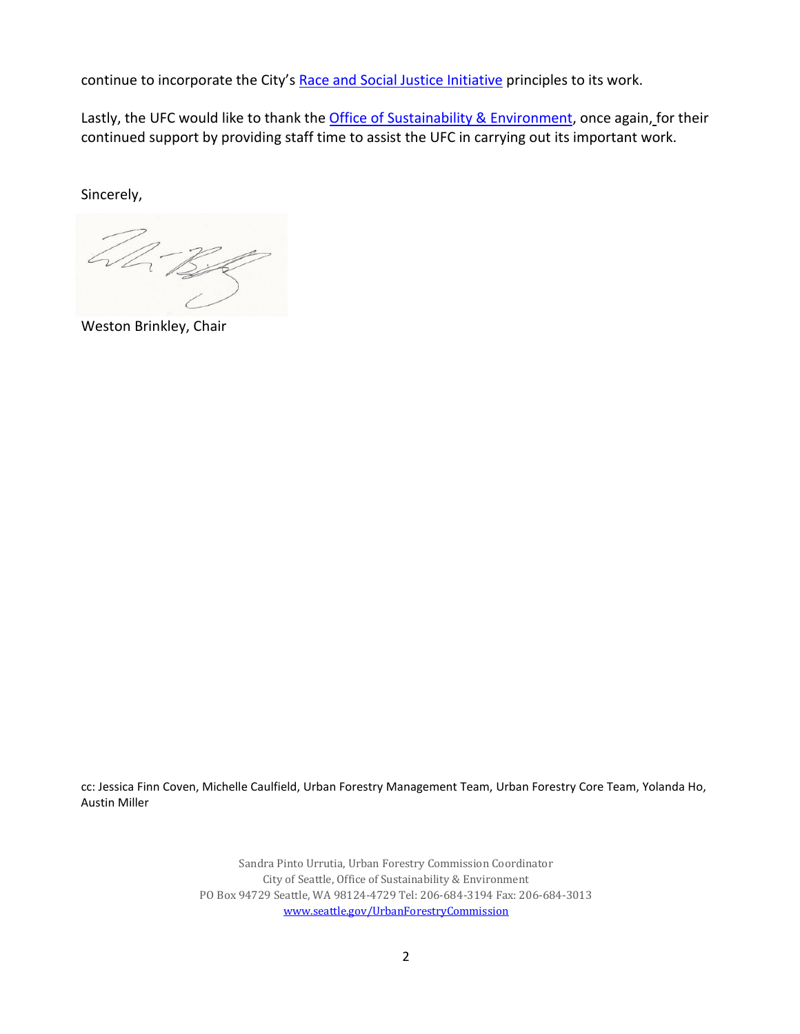continue to incorporate the City's Race and Social Justice Initiative principles to its work.

Lastly, the UFC would like to thank the Office of Sustainability & Environment, once again, for their continued support by providing staff time to assist the UFC in carrying out its important work.

Sincerely,

Weston Brinkley, Chair

cc: Jessica Finn Coven, Michelle Caulfield, Urban Forestry Management Team, Urban Forestry Core Team, Yolanda Ho, Austin Miller

Sandra Pinto Urrutia, Urban Forestry Commission Coordinator
City of Seattle, Office of Sustainability & Environment
PO Box 94729 Seattle, WA 98124-4729 Tel: 206-684-3194 Fax: 206-684-3013
www.seattle.gov/UrbanForestryCommission